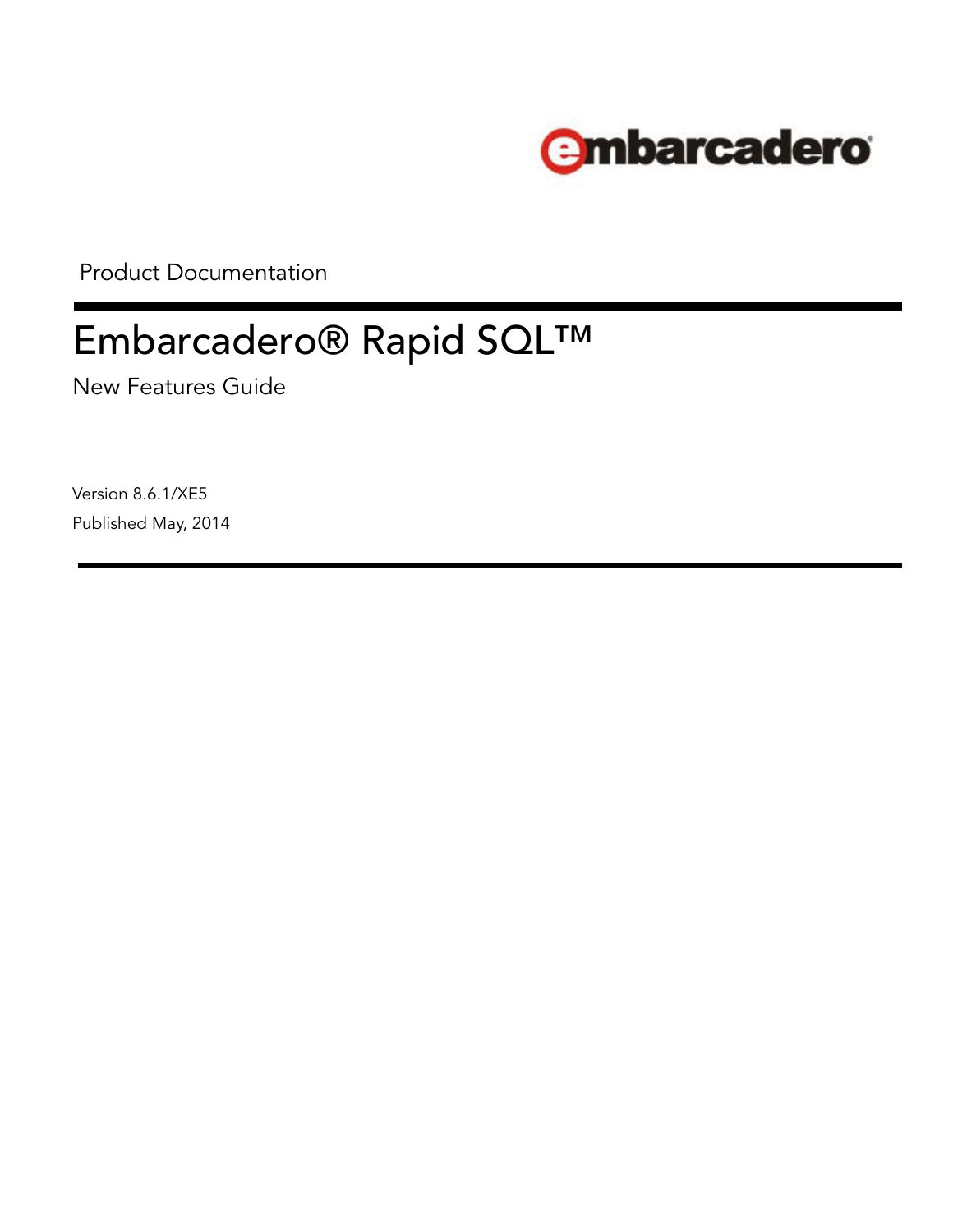embarcadero

Product Documentation

# Embarcadero® Rapid SQL™

New Features Guide

Version 8.6.1/XE5

Published May, 2014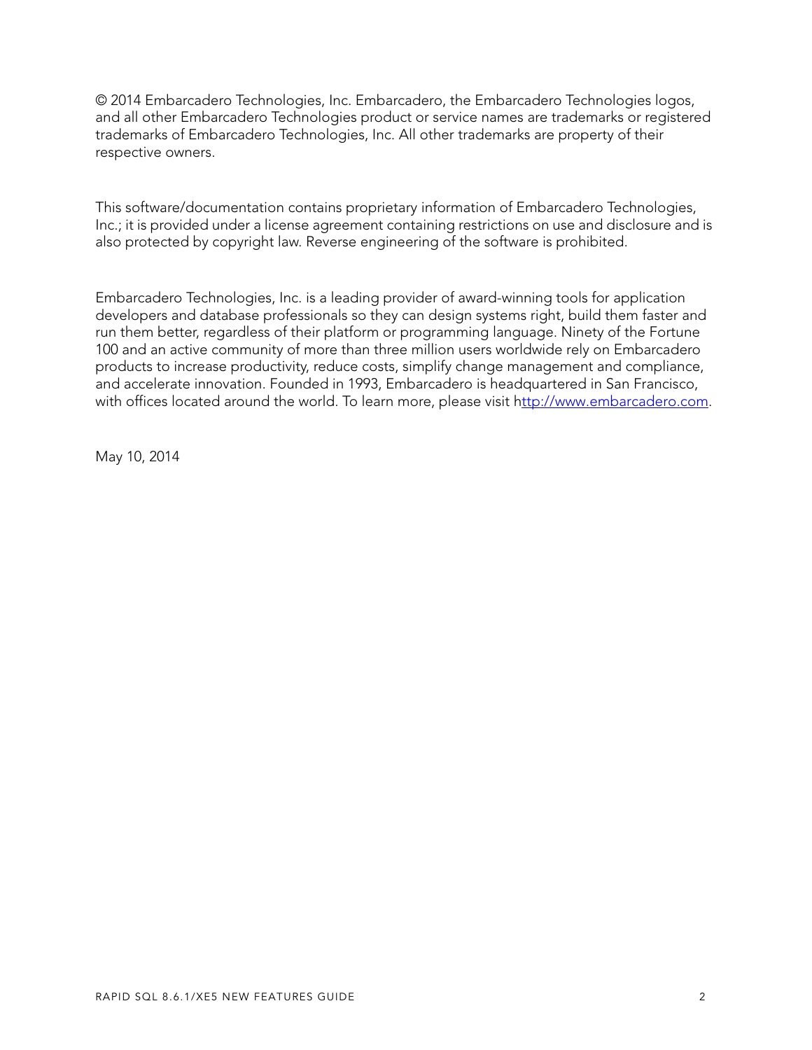© 2014 Embarcadero Technologies, Inc. Embarcadero, the Embarcadero Technologies logos, and all other Embarcadero Technologies product or service names are trademarks or registered trademarks of Embarcadero Technologies, Inc. All other trademarks are property of their respective owners.

This software/documentation contains proprietary information of Embarcadero Technologies, Inc.; it is provided under a license agreement containing restrictions on use and disclosure and is also protected by copyright law. Reverse engineering of the software is prohibited.

Embarcadero Technologies, Inc. is a leading provider of award-winning tools for application developers and database professionals so they can design systems right, build them faster and run them better, regardless of their platform or programming language. Ninety of the Fortune 100 and an active community of more than three million users worldwide rely on Embarcadero products to increase productivity, reduce costs, simplify change management and compliance, and accelerate innovation. Founded in 1993, Embarcadero is headquartered in San Francisco, with offices located around the world. To learn more, please visit [http://www.embarcadero.com](http://www.embarcadero.com).

May 10, 2014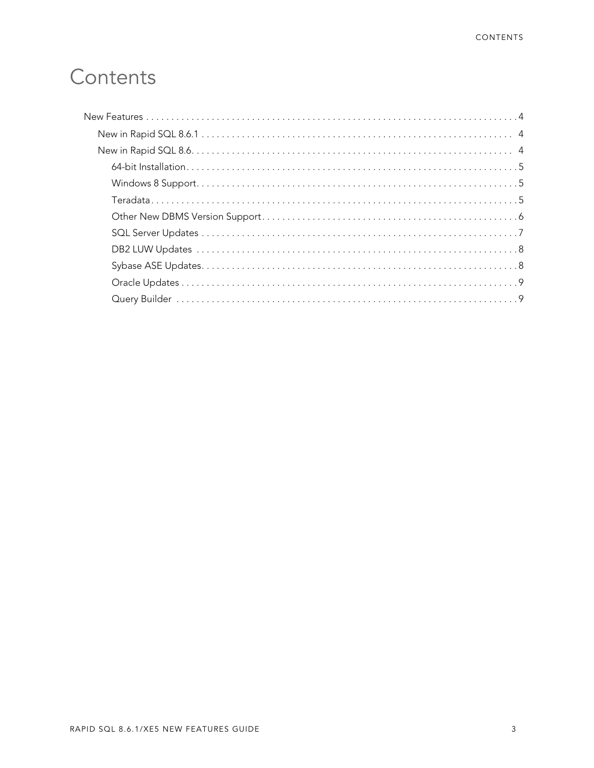# Contents

- New Features . . . . . . . . . . . . . . . . . . . . . . . . . . . . . . . . . . . . . . . . . . . . . . . . . . . . . . . . . . . . . . . . . . . . . . . . . . 4
  - New in Rapid SQL 8.6.1 . . . . . . . . . . . . . . . . . . . . . . . . . . . . . . . . . . . . . . . . . . . . . . . . . . . . . . . . . . . . . 4
  - New in Rapid SQL 8.6. . . . . . . . . . . . . . . . . . . . . . . . . . . . . . . . . . . . . . . . . . . . . . . . . . . . . . . . . . . . . . 4
    - 64-bit Installation. . . . . . . . . . . . . . . . . . . . . . . . . . . . . . . . . . . . . . . . . . . . . . . . . . . . . . . . . . . . . . . . 5
    - Windows 8 Support. . . . . . . . . . . . . . . . . . . . . . . . . . . . . . . . . . . . . . . . . . . . . . . . . . . . . . . . . . . . . . . 5
    - Teradata . . . . . . . . . . . . . . . . . . . . . . . . . . . . . . . . . . . . . . . . . . . . . . . . . . . . . . . . . . . . . . . . . . . . . 5
    - Other New DBMS Version Support . . . . . . . . . . . . . . . . . . . . . . . . . . . . . . . . . . . . . . . . . . . . . . . . . . 6
    - SQL Server Updates . . . . . . . . . . . . . . . . . . . . . . . . . . . . . . . . . . . . . . . . . . . . . . . . . . . . . . . . . . . . . 7
    - DB2 LUW Updates . . . . . . . . . . . . . . . . . . . . . . . . . . . . . . . . . . . . . . . . . . . . . . . . . . . . . . . . . . . . . . 8
    - Sybase ASE Updates. . . . . . . . . . . . . . . . . . . . . . . . . . . . . . . . . . . . . . . . . . . . . . . . . . . . . . . . . . . . . 8
    - Oracle Updates . . . . . . . . . . . . . . . . . . . . . . . . . . . . . . . . . . . . . . . . . . . . . . . . . . . . . . . . . . . . . . . . . 9
    - Query Builder . . . . . . . . . . . . . . . . . . . . . . . . . . . . . . . . . . . . . . . . . . . . . . . . . . . . . . . . . . . . . . . . . . 9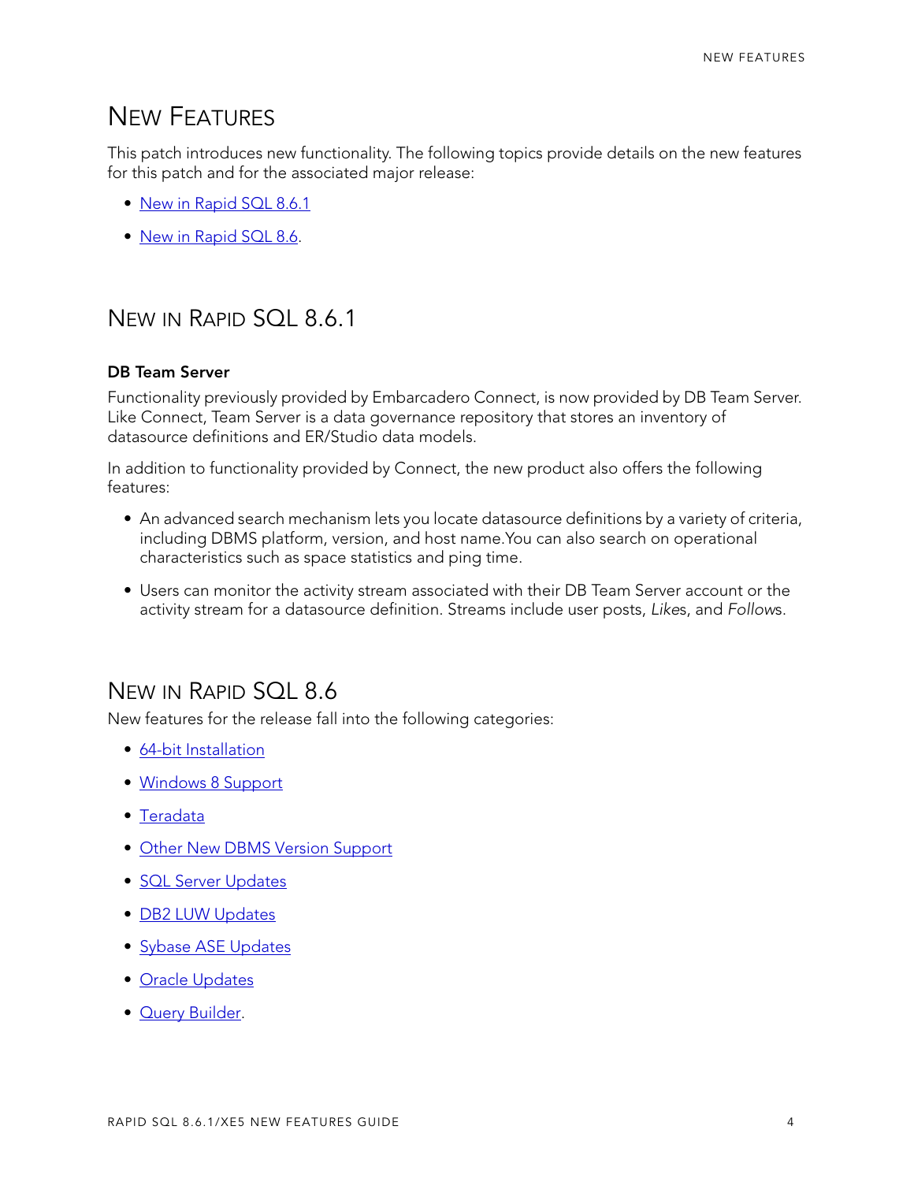# New Features

This patch introduces new functionality. The following topics provide details on the new features for this patch and for the associated major release:

- New in Rapid SQL 8.6.1
- New in Rapid SQL 8.6.

## New in Rapid SQL 8.6.1

**DB Team Server**

Functionality previously provided by Embarcadero Connect, is now provided by DB Team Server. Like Connect, Team Server is a data governance repository that stores an inventory of datasource definitions and ER/Studio data models.

In addition to functionality provided by Connect, the new product also offers the following features:

- An advanced search mechanism lets you locate datasource definitions by a variety of criteria, including DBMS platform, version, and host name.You can also search on operational characteristics such as space statistics and ping time.
- Users can monitor the activity stream associated with their DB Team Server account or the activity stream for a datasource definition. Streams include user posts, *Like*s, and *Follow*s.

## New in Rapid SQL 8.6

New features for the release fall into the following categories:

- 64-bit Installation
- Windows 8 Support
- Teradata
- Other New DBMS Version Support
- SQL Server Updates
- DB2 LUW Updates
- Sybase ASE Updates
- Oracle Updates
- Query Builder.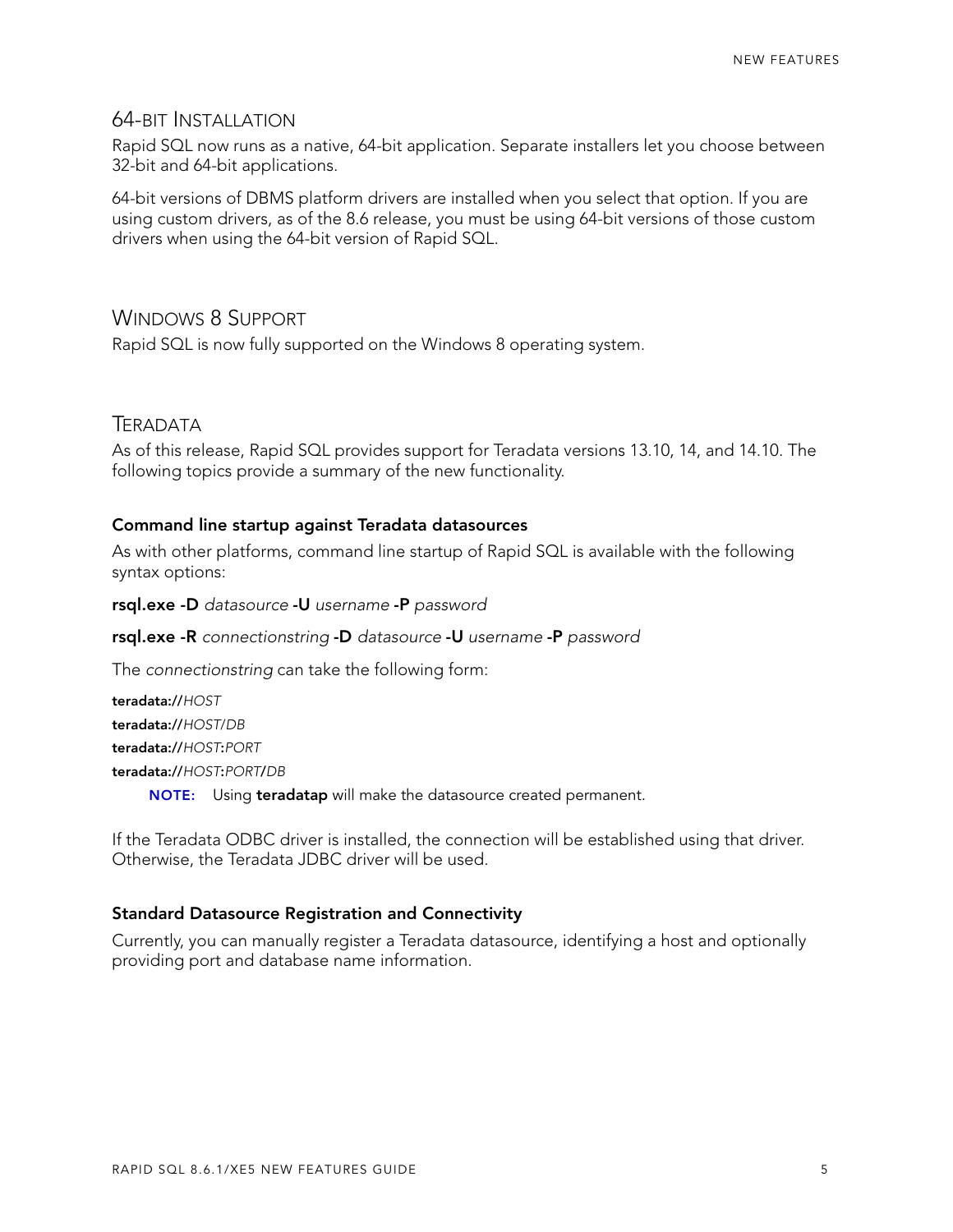## 64-bit Installation

Rapid SQL now runs as a native, 64-bit application. Separate installers let you choose between 32-bit and 64-bit applications.

64-bit versions of DBMS platform drivers are installed when you select that option. If you are using custom drivers, as of the 8.6 release, you must be using 64-bit versions of those custom drivers when using the 64-bit version of Rapid SQL.

## Windows 8 Support

Rapid SQL is now fully supported on the Windows 8 operating system.

## Teradata

As of this release, Rapid SQL provides support for Teradata versions 13.10, 14, and 14.10. The following topics provide a summary of the new functionality.

### Command line startup against Teradata datasources

As with other platforms, command line startup of Rapid SQL is available with the following syntax options:

**rsql.exe -D** *datasource* **-U** *username* **-P** *password*

**rsql.exe -R** *connectionstring* **-D** *datasource* **-U** *username* **-P** *password*

The *connectionstring* can take the following form:

**teradata://***HOST*

**teradata://***HOST*/*DB*

**teradata://***HOST***:***PORT*

**teradata://***HOST***:***PORT***/***DB*

> **NOTE:** Using **teradatap** will make the datasource created permanent.

If the Teradata ODBC driver is installed, the connection will be established using that driver. Otherwise, the Teradata JDBC driver will be used.

### Standard Datasource Registration and Connectivity

Currently, you can manually register a Teradata datasource, identifying a host and optionally providing port and database name information.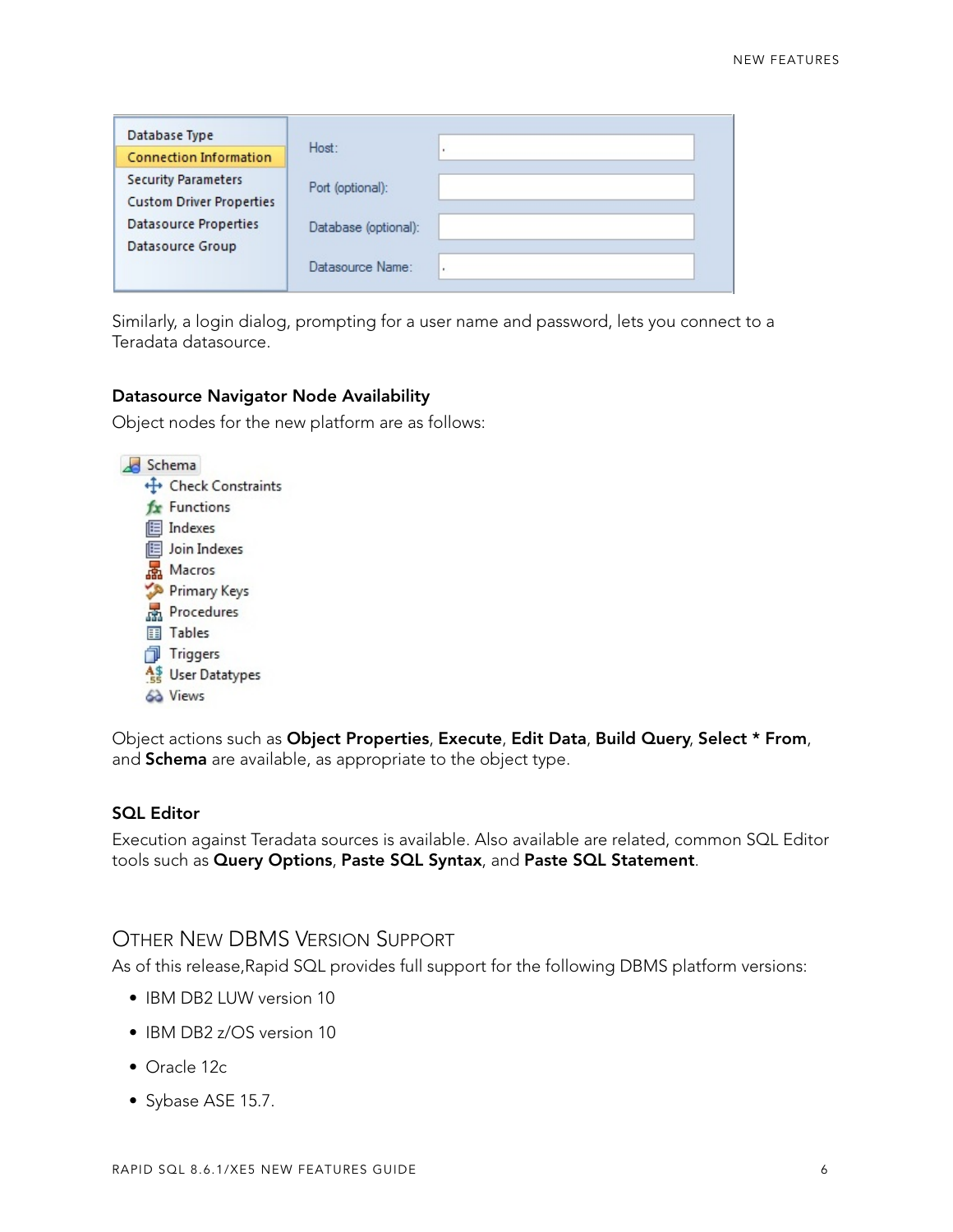Similarly, a login dialog, prompting for a user name and password, lets you connect to a Teradata datasource.

#### Datasource Navigator Node Availability

Object nodes for the new platform are as follows:

Object actions such as **Object Properties**, **Execute**, **Edit Data**, **Build Query**, **Select * From**, and **Schema** are available, as appropriate to the object type.

#### SQL Editor

Execution against Teradata sources is available. Also available are related, common SQL Editor tools such as **Query Options**, **Paste SQL Syntax**, and **Paste SQL Statement**.

## Other New DBMS Version Support

As of this release,Rapid SQL provides full support for the following DBMS platform versions:

- IBM DB2 LUW version 10
- IBM DB2 z/OS version 10
- Oracle 12c
- Sybase ASE 15.7.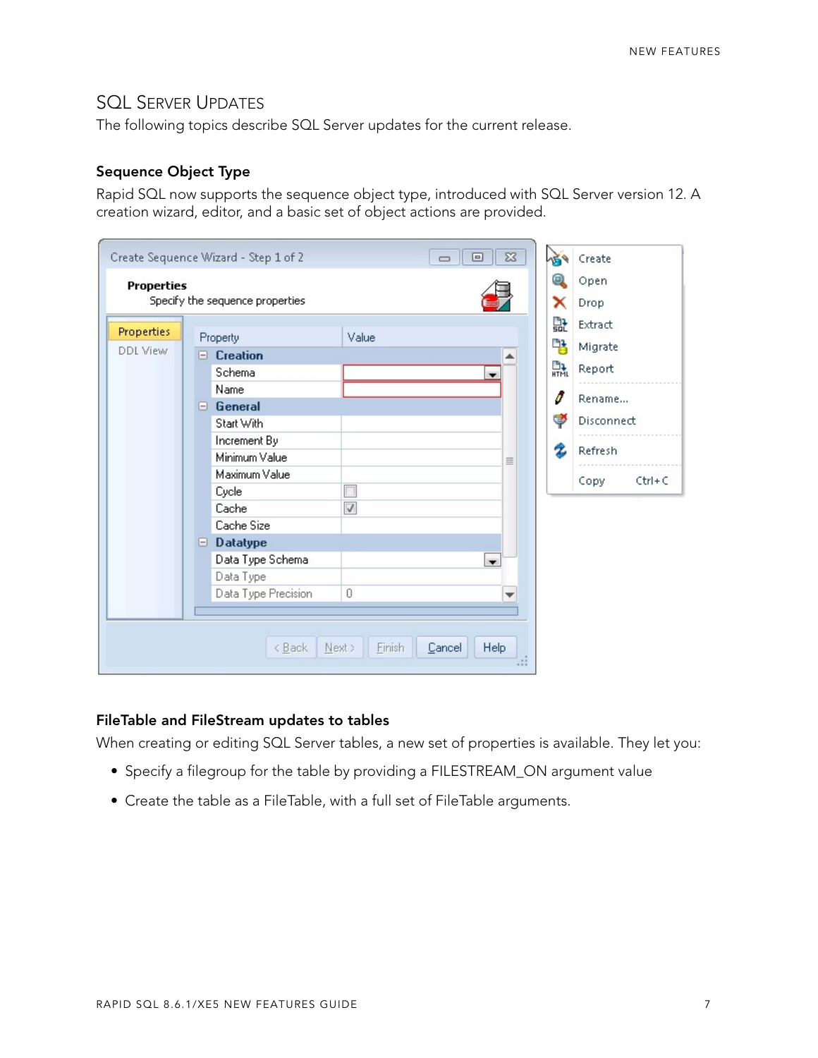## SQL Server Updates

The following topics describe SQL Server updates for the current release.

### Sequence Object Type

Rapid SQL now supports the sequence object type, introduced with SQL Server version 12. A creation wizard, editor, and a basic set of object actions are provided.

### FileTable and FileStream updates to tables

When creating or editing SQL Server tables, a new set of properties is available. They let you:

- Specify a filegroup for the table by providing a FILESTREAM_ON argument value
- Create the table as a FileTable, with a full set of FileTable arguments.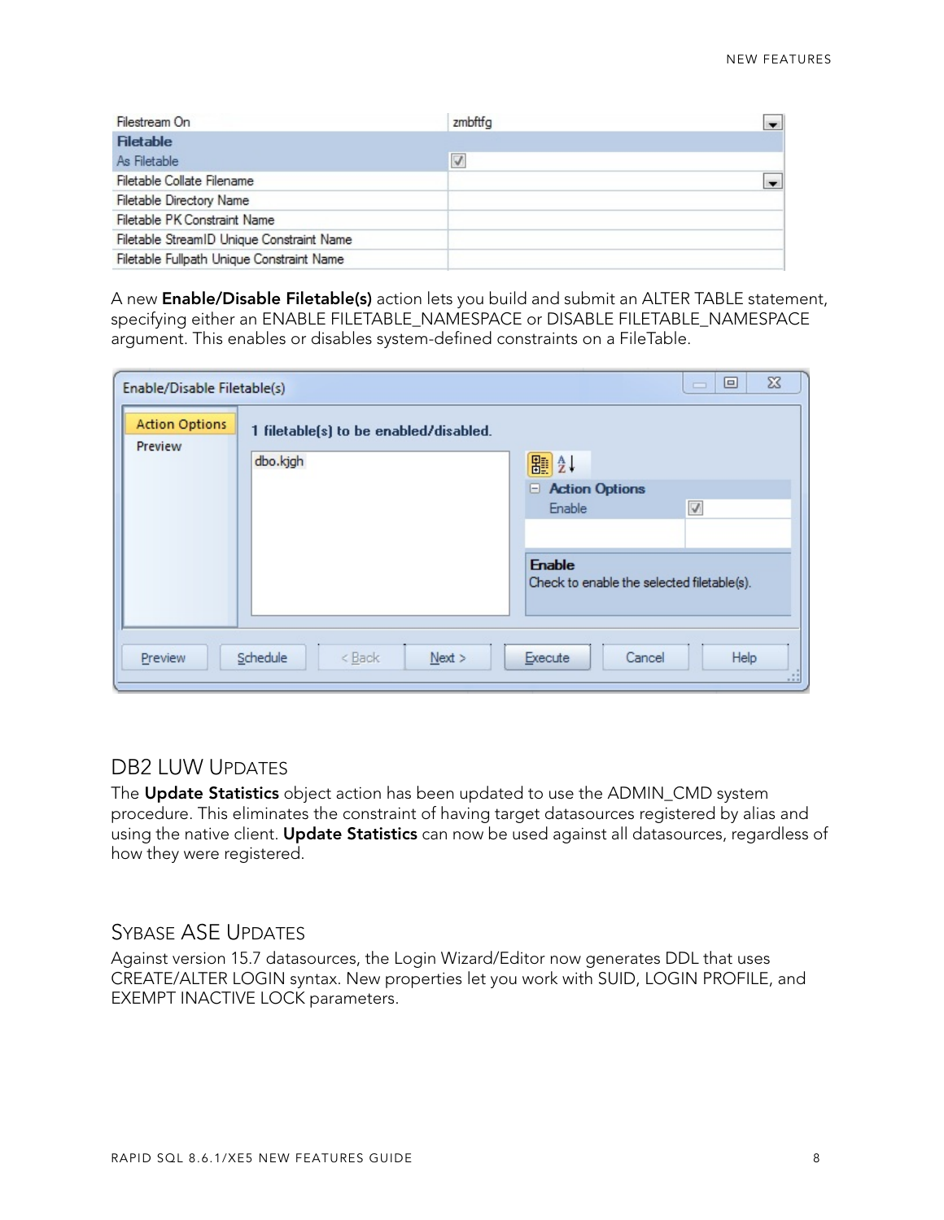A new **Enable/Disable Filetable(s)** action lets you build and submit an ALTER TABLE statement, specifying either an ENABLE FILETABLE_NAMESPACE or DISABLE FILETABLE_NAMESPACE argument. This enables or disables system-defined constraints on a FileTable.

## DB2 LUW Updates

The **Update Statistics** object action has been updated to use the ADMIN_CMD system procedure. This eliminates the constraint of having target datasources registered by alias and using the native client. **Update Statistics** can now be used against all datasources, regardless of how they were registered.

## Sybase ASE Updates

Against version 15.7 datasources, the Login Wizard/Editor now generates DDL that uses CREATE/ALTER LOGIN syntax. New properties let you work with SUID, LOGIN PROFILE, and EXEMPT INACTIVE LOCK parameters.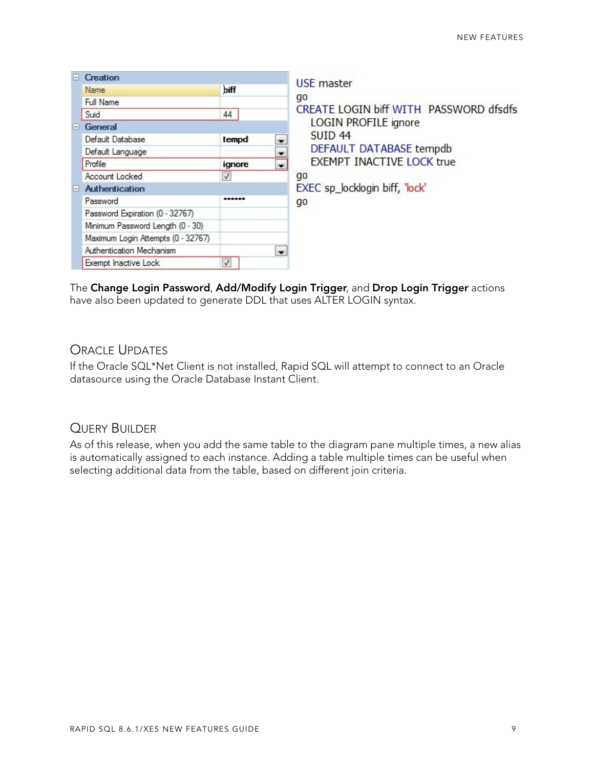| | |
|---|---|
| **Creation** | |
| Name | biff |
| Full Name | |
| Suid | 44 |
| **General** | |
| Default Database | tempd |
| Default Language | |
| Profile | ignore |
| Account Locked | ☑ |
| **Authentication** | |
| Password | ****** |
| Password Expiration (0 - 32767) | |
| Minimum Password Length (0 - 30) | |
| Maximum Login Attempts (0 - 32767) | |
| Authentication Mechanism | |
| Exempt Inactive Lock | ☑ |

```
USE master
go
CREATE LOGIN biff WITH  PASSWORD dfsdfs
    LOGIN PROFILE ignore
    SUID 44
    DEFAULT DATABASE tempdb
    EXEMPT INACTIVE LOCK true
go
EXEC sp_locklogin biff, 'lock'
go
```

The **Change Login Password**, **Add/Modify Login Trigger**, and **Drop Login Trigger** actions have also been updated to generate DDL that uses ALTER LOGIN syntax.

## Oracle Updates

If the Oracle SQL*Net Client is not installed, Rapid SQL will attempt to connect to an Oracle datasource using the Oracle Database Instant Client.

## Query Builder

As of this release, when you add the same table to the diagram pane multiple times, a new alias is automatically assigned to each instance. Adding a table multiple times can be useful when selecting additional data from the table, based on different join criteria.